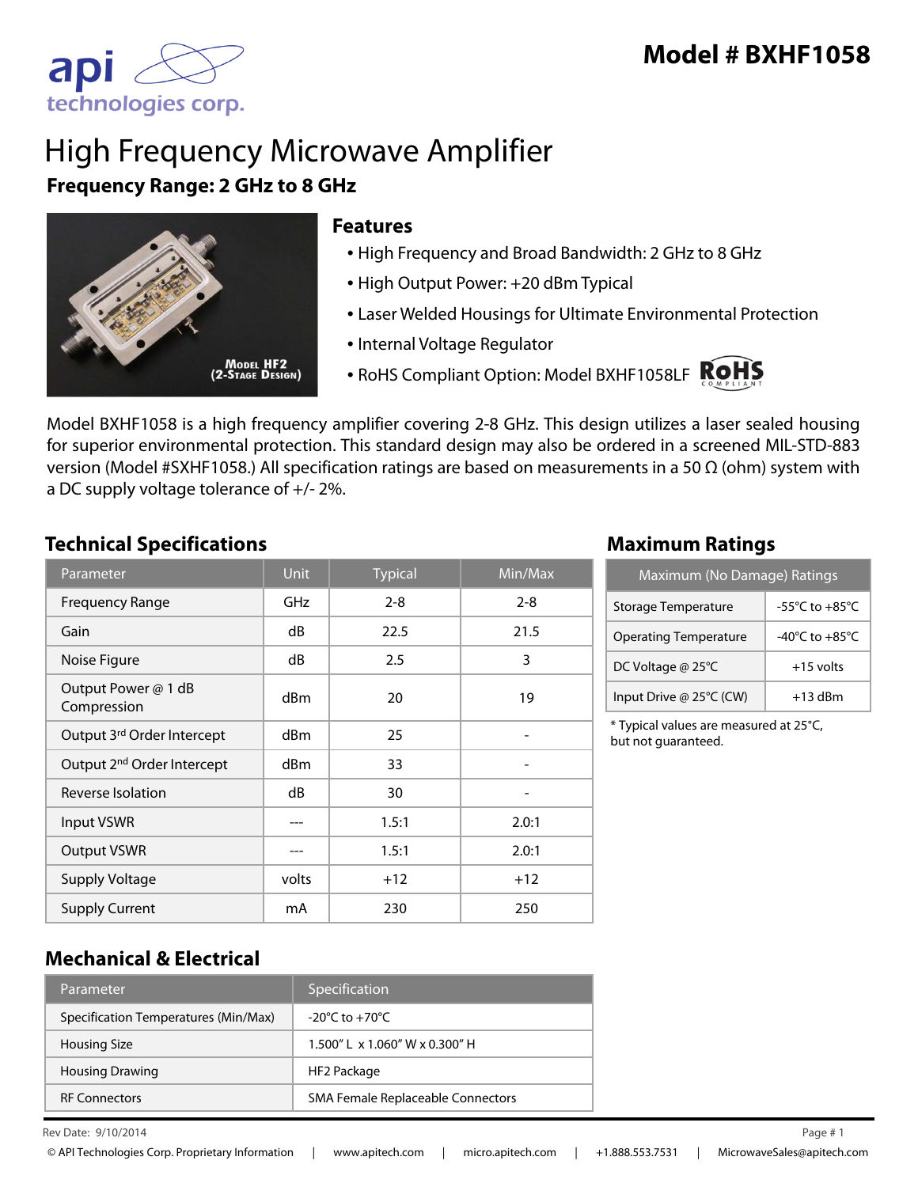# Model # BXHF1058

# High Frequency Microwave Amplifier

**Frequency Range: 2 GHz to 8 GHz**

## Features

- High Frequency and Broad Bandwidth: 2 GHz to 8 GHz
- High Output Power: +20 dBm Typical
- Laser Welded Housings for Ultimate Environmental Protection
- Internal Voltage Regulator
- RoHS Compliant Option: Model BXHF1058LF

Model BXHF1058 is a high frequency amplifier covering 2-8 GHz. This design utilizes a laser sealed housing for superior environmental protection. This standard design may also be ordered in a screened MIL-STD-883 version (Model #SXHF1058.) All specification ratings are based on measurements in a 50 Ω (ohm) system with a DC supply voltage tolerance of +/- 2%.

## Technical Specifications

| Parameter | Unit | Typical | Min/Max |
|---|---|---|---|
| Frequency Range | GHz | 2-8 | 2-8 |
| Gain | dB | 22.5 | 21.5 |
| Noise Figure | dB | 2.5 | 3 |
| Output Power @ 1 dB Compression | dBm | 20 | 19 |
| Output 3rd Order Intercept | dBm | 25 | - |
| Output 2nd Order Intercept | dBm | 33 | - |
| Reverse Isolation | dB | 30 | - |
| Input VSWR | --- | 1.5:1 | 2.0:1 |
| Output VSWR | --- | 1.5:1 | 2.0:1 |
| Supply Voltage | volts | +12 | +12 |
| Supply Current | mA | 230 | 250 |

## Maximum Ratings

| Maximum (No Damage) Ratings | |
|---|---|
| Storage Temperature | -55°C to +85°C |
| Operating Temperature | -40°C to +85°C |
| DC Voltage @ 25°C | +15 volts |
| Input Drive @ 25°C (CW) | +13 dBm |

* Typical values are measured at 25°C, but not guaranteed.

## Mechanical & Electrical

| Parameter | Specification |
|---|---|
| Specification Temperatures (Min/Max) | -20°C to +70°C |
| Housing Size | 1.500" L x 1.060" W x 0.300" H |
| Housing Drawing | HF2 Package |
| RF Connectors | SMA Female Replaceable Connectors |

Rev Date: 9/10/2014

© API Technologies Corp. Proprietary Information | www.apitech.com | micro.apitech.com | +1.888.553.7531 | MicrowaveSales@apitech.com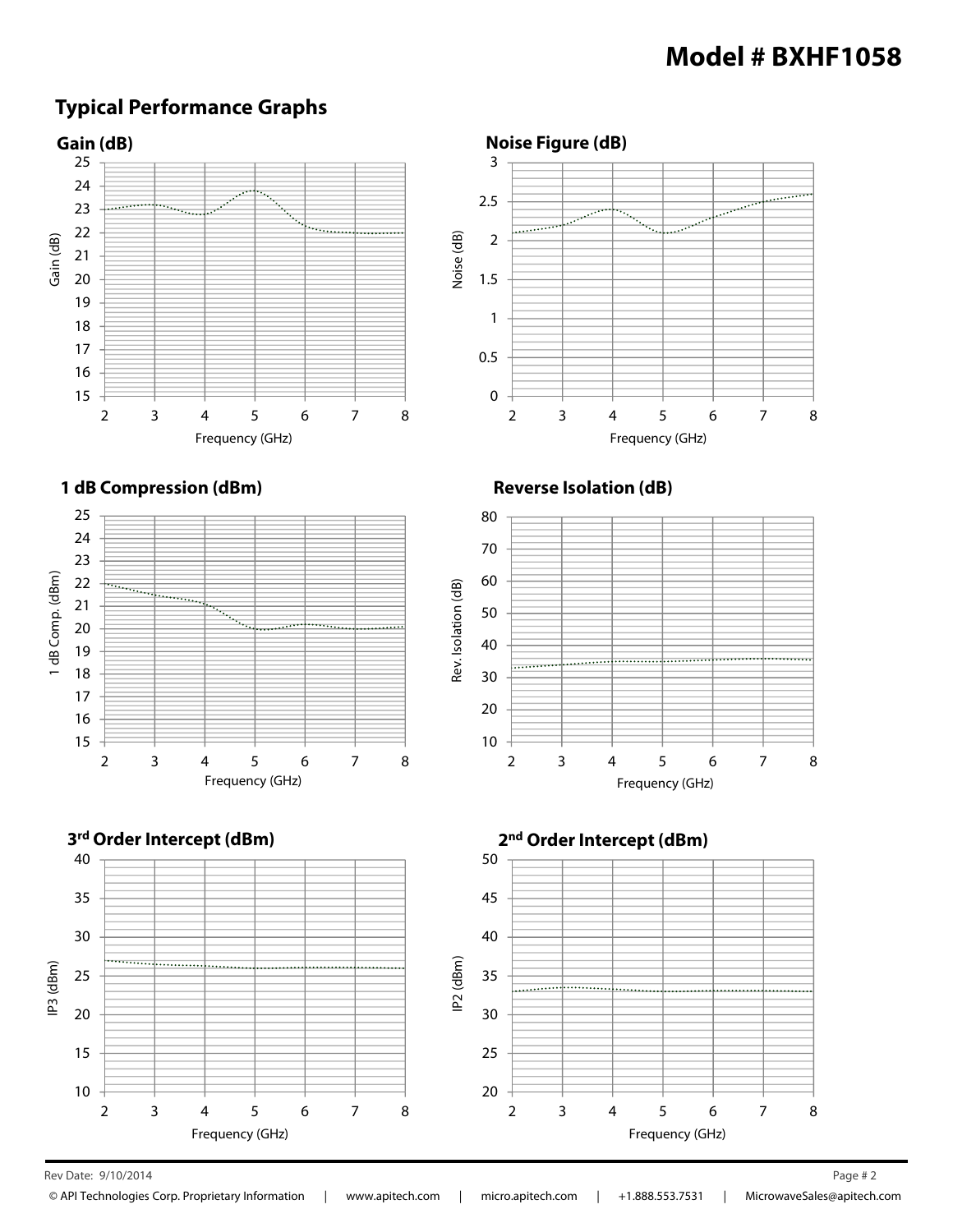# Model # BXHF1058

## Typical Performance Graphs

### Gain (dB)

Gain (dB)

Frequency (GHz)

### Noise Figure (dB)

Noise (dB)

Frequency (GHz)

### 1 dB Compression (dBm)

1 dB Comp. (dBm)

Frequency (GHz)

### Reverse Isolation (dB)

Rev. Isolation (dB)

Frequency (GHz)

### 3rd Order Intercept (dBm)

IP3 (dBm)

Frequency (GHz)

### 2nd Order Intercept (dBm)

IP2 (dBm)

Frequency (GHz)

Rev Date: 9/10/2014

© API Technologies Corp. Proprietary Information | www.apitech.com | micro.apitech.com | +1.888.553.7531 | MicrowaveSales@apitech.com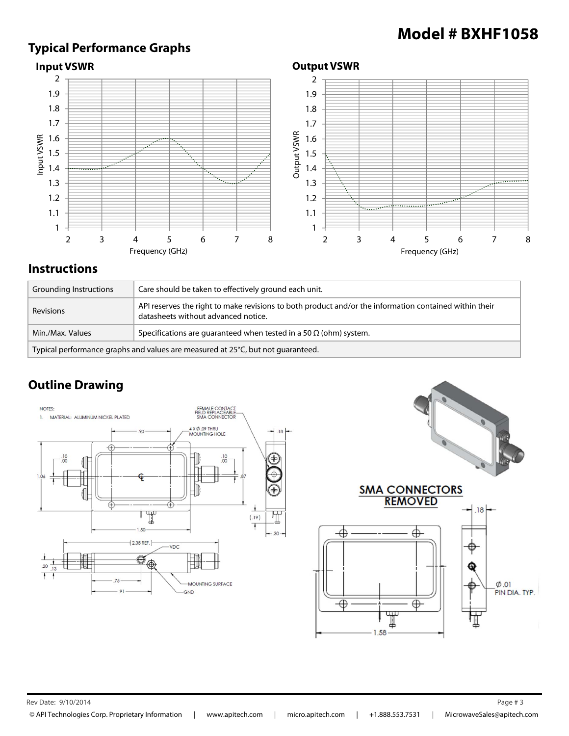# Model # BXHF1058

## Typical Performance Graphs

### Input VSWR

Input VSWR

2
1.9
1.8
1.7
1.6
1.5
1.4
1.3
1.2
1.1
1

2 3 4 5 6 7 8

Frequency (GHz)

### Output VSWR

Output VSWR

2
1.9
1.8
1.7
1.6
1.5
1.4
1.3
1.2
1.1
1

2 3 4 5 6 7 8

Frequency (GHz)

## Instructions

| | |
|---|---|
| Grounding Instructions | Care should be taken to effectively ground each unit. |
| Revisions | API reserves the right to make revisions to both product and/or the information contained within their datasheets without advanced notice. |
| Min./Max. Values | Specifications are guaranteed when tested in a 50 Ω (ohm) system. |
| Typical performance graphs and values are measured at 25°C, but not guaranteed. | |

## Outline Drawing

NOTES:
1. MATERIAL: ALUMINUM NICKEL PLATED

FEMALE CONTACT FIELD REPLACEABLE SMA CONNECTOR

4 X Ø .09 THRU MOUNTING HOLE

.90
.18
.10
.00
.10
.00
1.06
.87
(.19)
1.50
.30
(2.35 REF.)
VDC
.20
.13
.75
.91
MOUNTING SURFACE
GND

SMA CONNECTORS REMOVED

.18
Ø .01 PIN DIA. TYP.
1.58